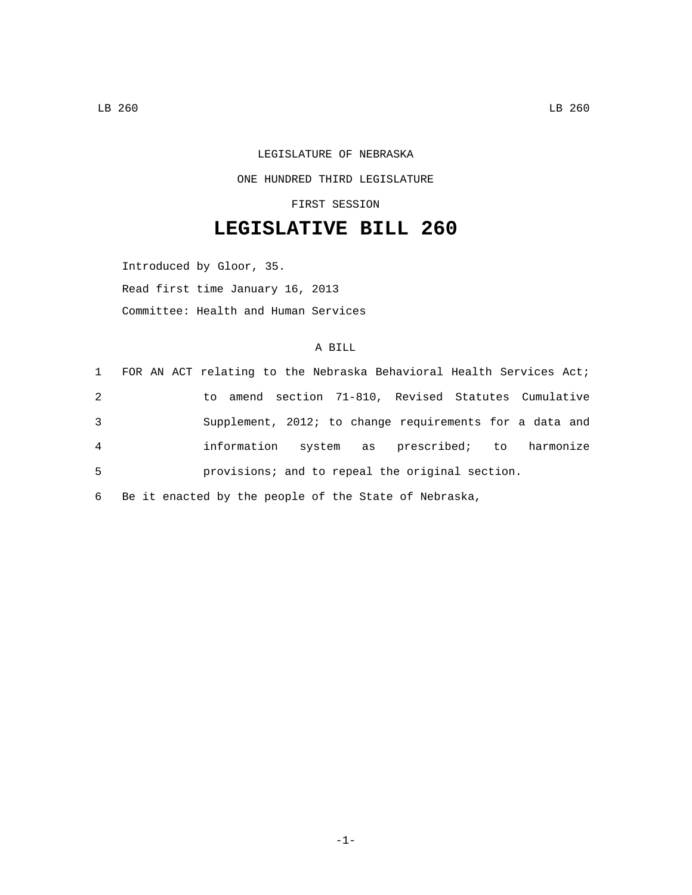LEGISLATURE OF NEBRASKA

ONE HUNDRED THIRD LEGISLATURE

FIRST SESSION

# LEGISLATIVE BILL 260

Introduced by Gloor, 35.

Read first time January 16, 2013

Committee: Health and Human Services

A BILL

1 FOR AN ACT relating to the Nebraska Behavioral Health Services Act;
2 to amend section 71-810, Revised Statutes Cumulative
3 Supplement, 2012; to change requirements for a data and
4 information system as prescribed; to harmonize
5 provisions; and to repeal the original section.
6 Be it enacted by the people of the State of Nebraska,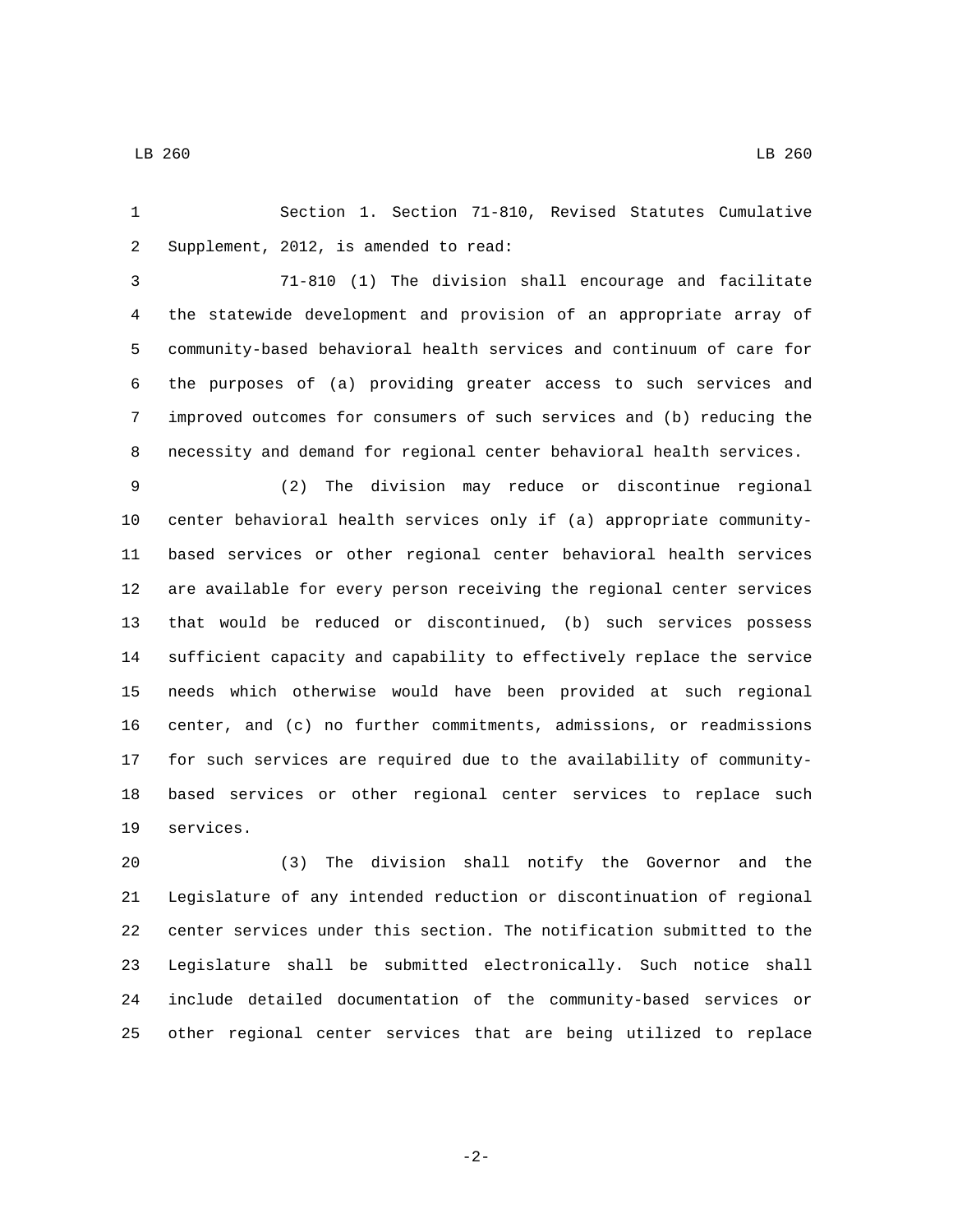Section 1. Section 71-810, Revised Statutes Cumulative Supplement, 2012, is amended to read:

71-810 (1) The division shall encourage and facilitate the statewide development and provision of an appropriate array of community-based behavioral health services and continuum of care for the purposes of (a) providing greater access to such services and improved outcomes for consumers of such services and (b) reducing the necessity and demand for regional center behavioral health services.

(2) The division may reduce or discontinue regional center behavioral health services only if (a) appropriate community-based services or other regional center behavioral health services are available for every person receiving the regional center services that would be reduced or discontinued, (b) such services possess sufficient capacity and capability to effectively replace the service needs which otherwise would have been provided at such regional center, and (c) no further commitments, admissions, or readmissions for such services are required due to the availability of community-based services or other regional center services to replace such services.

(3) The division shall notify the Governor and the Legislature of any intended reduction or discontinuation of regional center services under this section. The notification submitted to the Legislature shall be submitted electronically. Such notice shall include detailed documentation of the community-based services or other regional center services that are being utilized to replace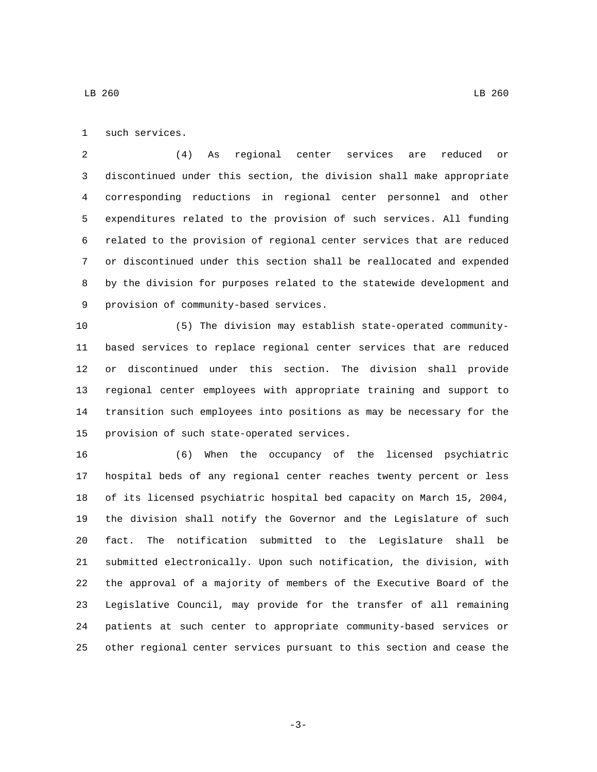such services.

(4) As regional center services are reduced or discontinued under this section, the division shall make appropriate corresponding reductions in regional center personnel and other expenditures related to the provision of such services. All funding related to the provision of regional center services that are reduced or discontinued under this section shall be reallocated and expended by the division for purposes related to the statewide development and provision of community-based services.

(5) The division may establish state-operated community-based services to replace regional center services that are reduced or discontinued under this section. The division shall provide regional center employees with appropriate training and support to transition such employees into positions as may be necessary for the provision of such state-operated services.

(6) When the occupancy of the licensed psychiatric hospital beds of any regional center reaches twenty percent or less of its licensed psychiatric hospital bed capacity on March 15, 2004, the division shall notify the Governor and the Legislature of such fact. The notification submitted to the Legislature shall be submitted electronically. Upon such notification, the division, with the approval of a majority of members of the Executive Board of the Legislative Council, may provide for the transfer of all remaining patients at such center to appropriate community-based services or other regional center services pursuant to this section and cease the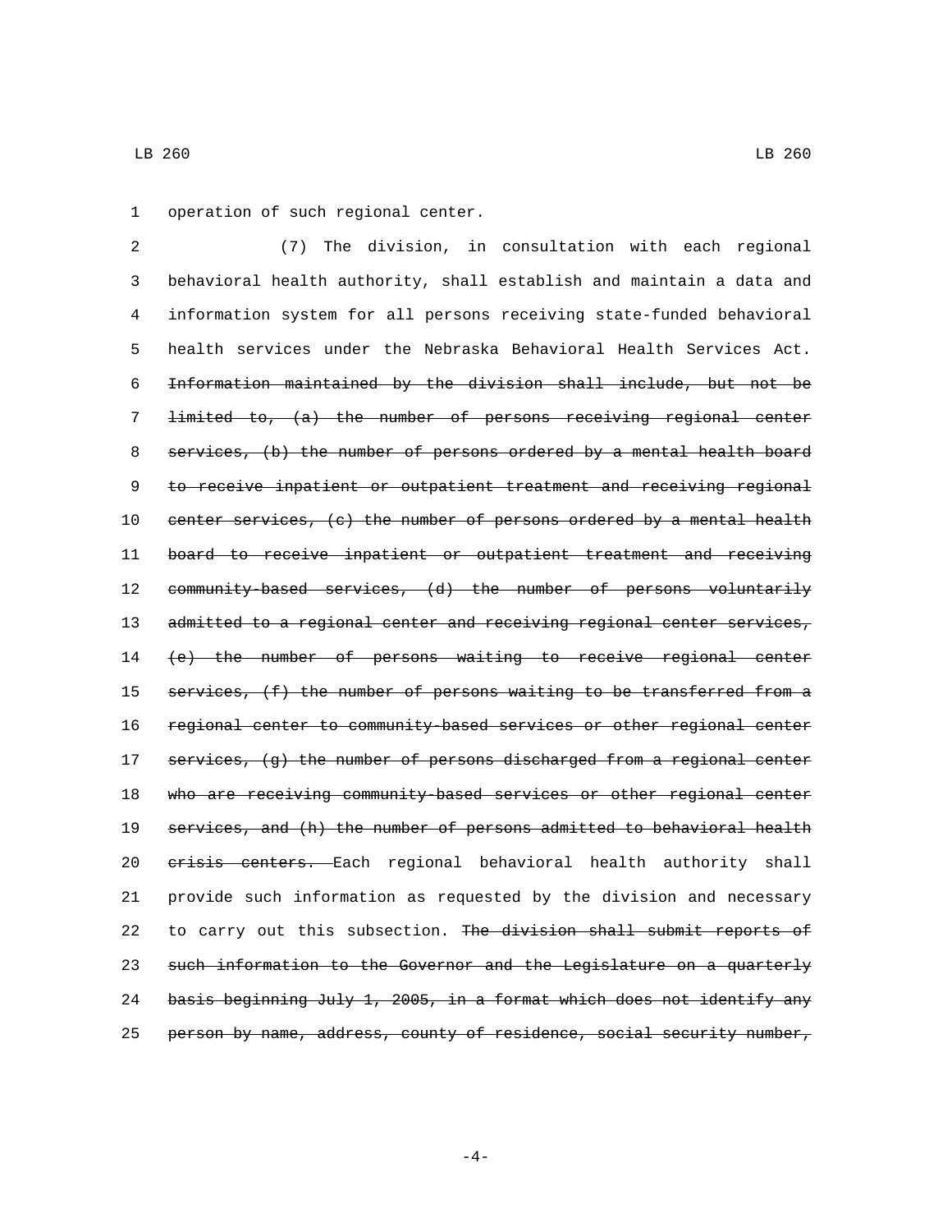operation of such regional center.

(7) The division, in consultation with each regional behavioral health authority, shall establish and maintain a data and information system for all persons receiving state-funded behavioral health services under the Nebraska Behavioral Health Services Act. ~~Information maintained by the division shall include, but not be limited to, (a) the number of persons receiving regional center services, (b) the number of persons ordered by a mental health board to receive inpatient or outpatient treatment and receiving regional center services, (c) the number of persons ordered by a mental health board to receive inpatient or outpatient treatment and receiving community-based services, (d) the number of persons voluntarily admitted to a regional center and receiving regional center services, (e) the number of persons waiting to receive regional center services, (f) the number of persons waiting to be transferred from a regional center to community-based services or other regional center services, (g) the number of persons discharged from a regional center who are receiving community-based services or other regional center services, and (h) the number of persons admitted to behavioral health crisis centers.~~ Each regional behavioral health authority shall provide such information as requested by the division and necessary to carry out this subsection. ~~The division shall submit reports of such information to the Governor and the Legislature on a quarterly basis beginning July 1, 2005, in a format which does not identify any person by name, address, county of residence, social security number,~~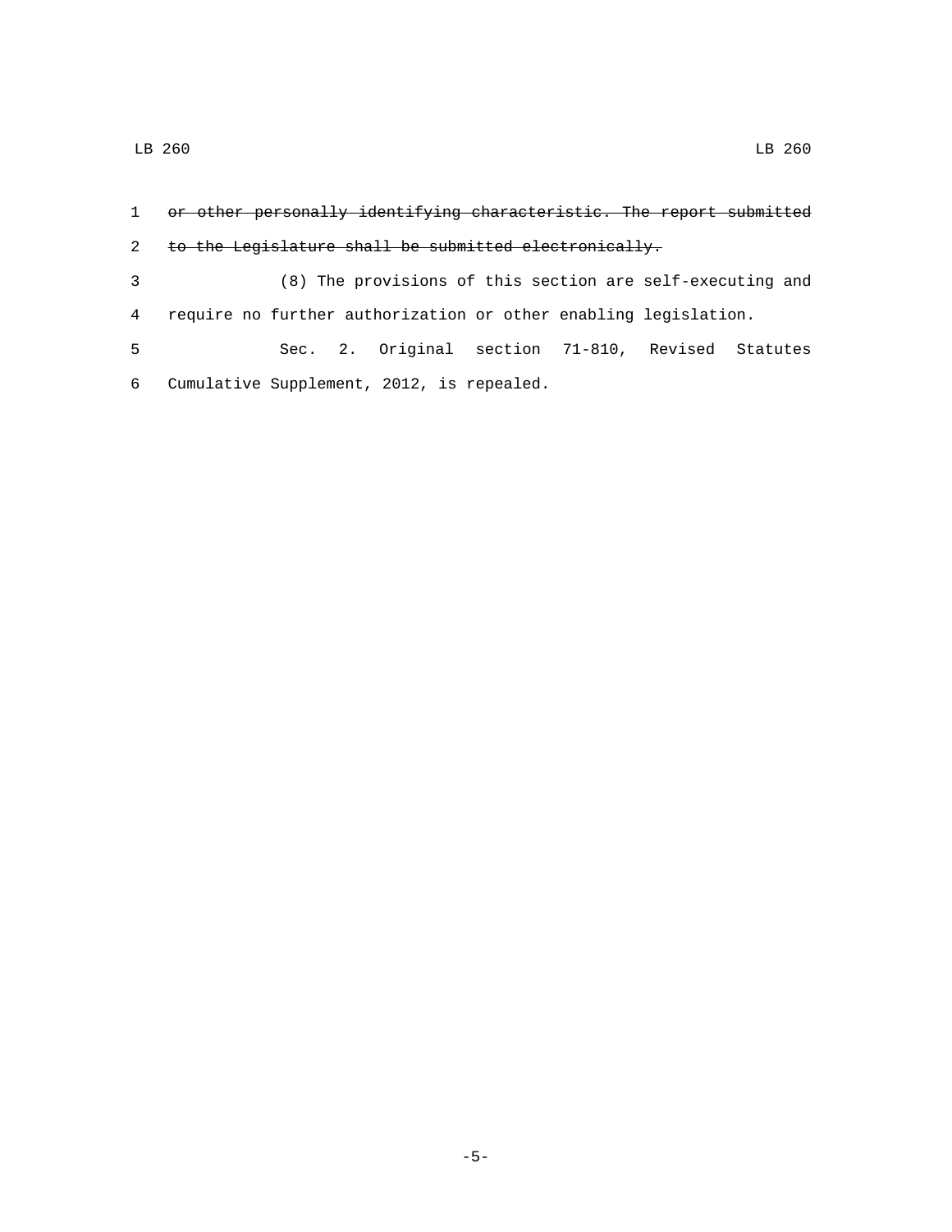~~or other personally identifying characteristic. The report submitted to the Legislature shall be submitted electronically.~~

(8) The provisions of this section are self-executing and require no further authorization or other enabling legislation.

Sec. 2. Original section 71-810, Revised Statutes Cumulative Supplement, 2012, is repealed.